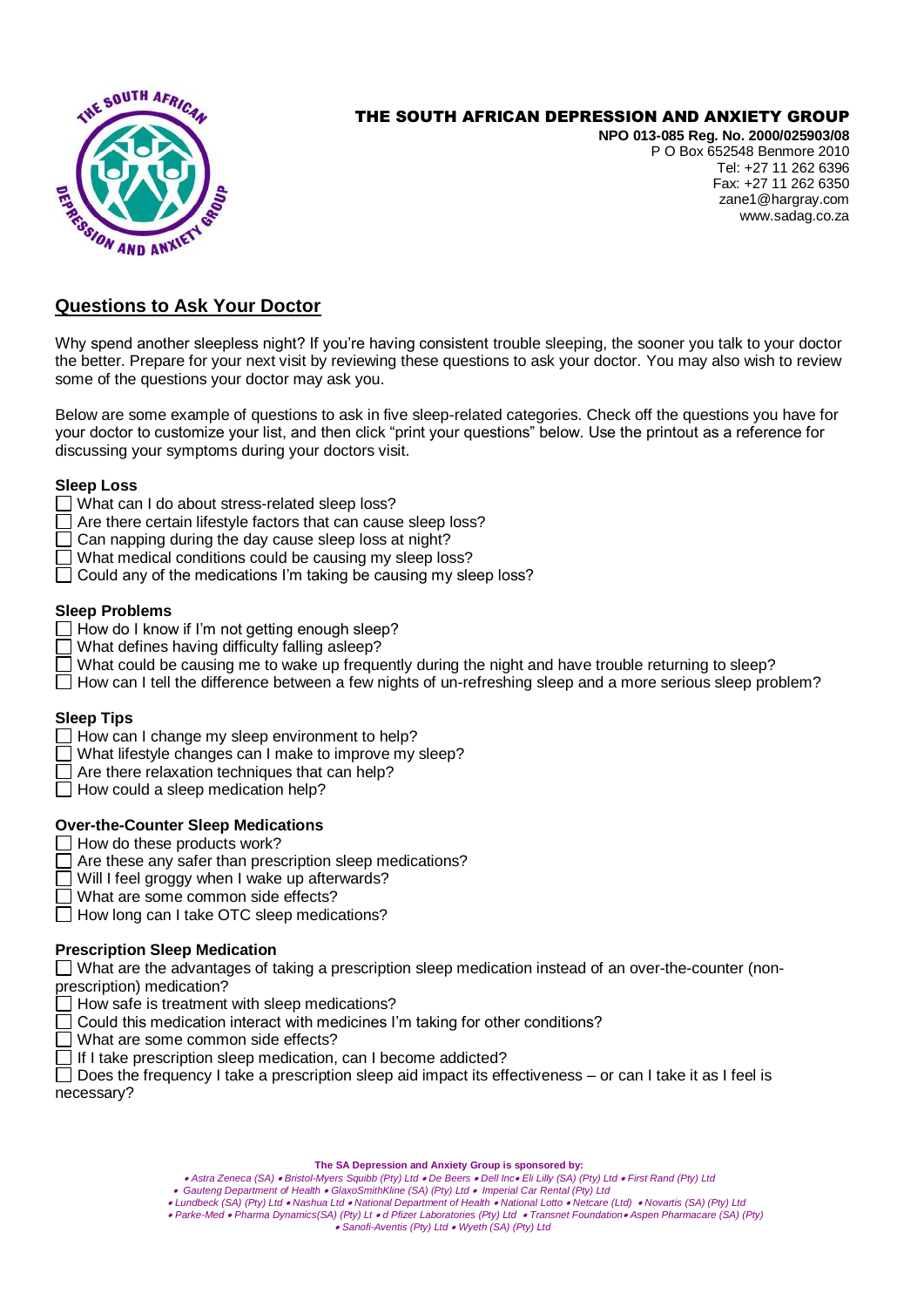# THE SOUTH AFRICAN DEPRESSION AND ANXIETY GROUP

**NPO 013-085 Reg. No. 2000/025903/08**
P O Box 652548 Benmore 2010
Tel: +27 11 262 6396
Fax: +27 11 262 6350
zane1@hargray.com
www.sadag.co.za

## Questions to Ask Your Doctor

Why spend another sleepless night? If you're having consistent trouble sleeping, the sooner you talk to your doctor the better. Prepare for your next visit by reviewing these questions to ask your doctor. You may also wish to review some of the questions your doctor may ask you.

Below are some example of questions to ask in five sleep-related categories. Check off the questions you have for your doctor to customize your list, and then click "print your questions" below. Use the printout as a reference for discussing your symptoms during your doctors visit.

### Sleep Loss

- ☐ What can I do about stress-related sleep loss?
- ☐ Are there certain lifestyle factors that can cause sleep loss?
- ☐ Can napping during the day cause sleep loss at night?
- ☐ What medical conditions could be causing my sleep loss?
- ☐ Could any of the medications I'm taking be causing my sleep loss?

### Sleep Problems

- ☐ How do I know if I'm not getting enough sleep?
- ☐ What defines having difficulty falling asleep?
- ☐ What could be causing me to wake up frequently during the night and have trouble returning to sleep?
- ☐ How can I tell the difference between a few nights of un-refreshing sleep and a more serious sleep problem?

### Sleep Tips

- ☐ How can I change my sleep environment to help?
- ☐ What lifestyle changes can I make to improve my sleep?
- ☐ Are there relaxation techniques that can help?
- ☐ How could a sleep medication help?

### Over-the-Counter Sleep Medications

- ☐ How do these products work?
- ☐ Are these any safer than prescription sleep medications?
- ☐ Will I feel groggy when I wake up afterwards?
- ☐ What are some common side effects?
- ☐ How long can I take OTC sleep medications?

### Prescription Sleep Medication

- ☐ What are the advantages of taking a prescription sleep medication instead of an over-the-counter (non-prescription) medication?
- ☐ How safe is treatment with sleep medications?
- ☐ Could this medication interact with medicines I'm taking for other conditions?
- ☐ What are some common side effects?
- ☐ If I take prescription sleep medication, can I become addicted?
- ☐ Does the frequency I take a prescription sleep aid impact its effectiveness – or can I take it as I feel is necessary?

**The SA Depression and Anxiety Group is sponsored by:**

*• Astra Zeneca (SA) • Bristol-Myers Squibb (Pty) Ltd • De Beers • Dell Inc• Eli Lilly (SA) (Pty) Ltd • First Rand (Pty) Ltd • Gauteng Department of Health • GlaxoSmithKline (SA) (Pty) Ltd • Imperial Car Rental (Pty) Ltd • Lundbeck (SA) (Pty) Ltd • Nashua Ltd • National Department of Health • National Lotto • Netcare (Ltd) • Novartis (SA) (Pty) Ltd • Parke-Med • Pharma Dynamics(SA) (Pty) Lt • d Pfizer Laboratories (Pty) Ltd • Transnet Foundation• Aspen Pharmacare (SA) (Pty) • Sanofi-Aventis (Pty) Ltd • Wyeth (SA) (Pty) Ltd*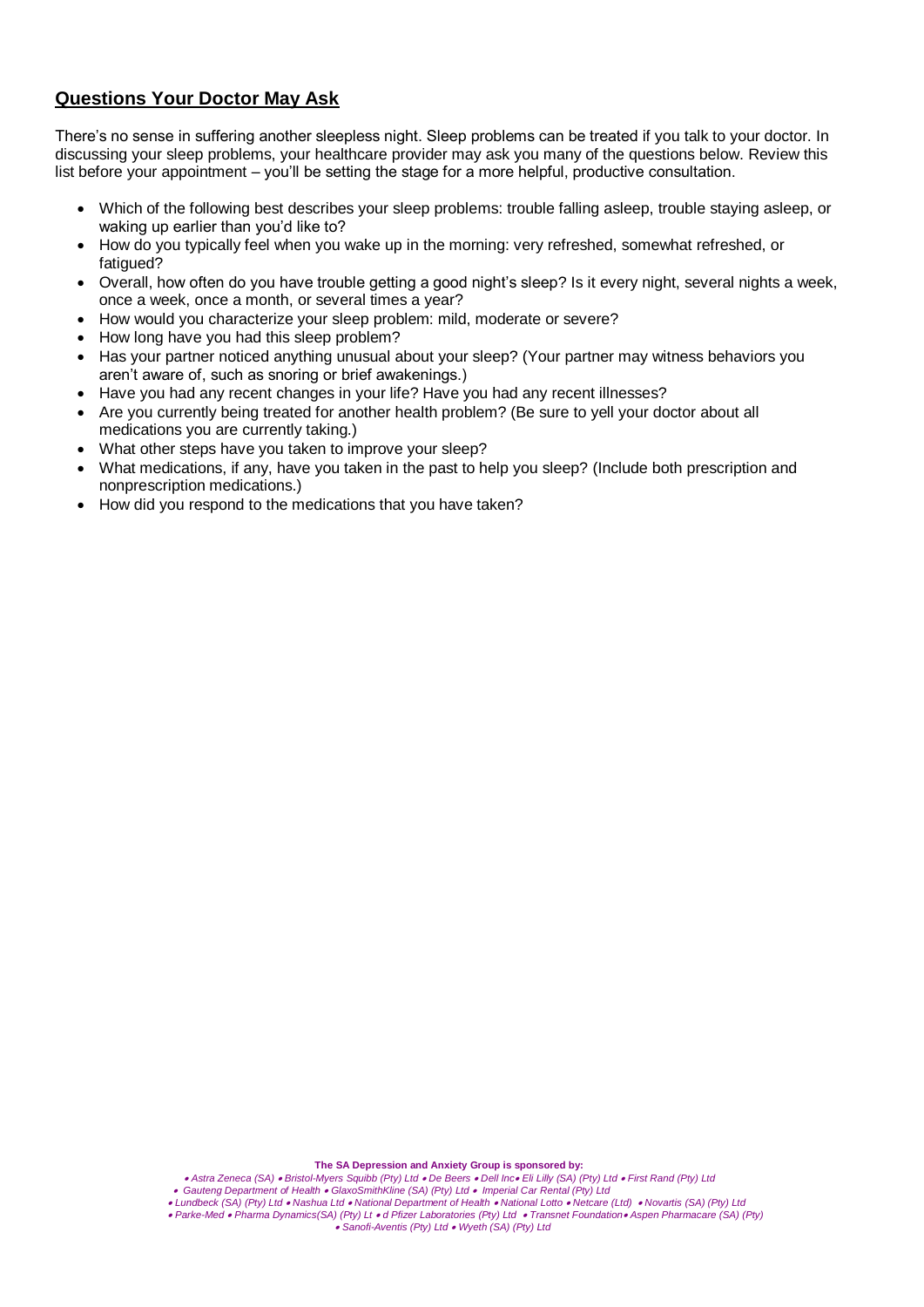## Questions Your Doctor May Ask

There's no sense in suffering another sleepless night. Sleep problems can be treated if you talk to your doctor. In discussing your sleep problems, your healthcare provider may ask you many of the questions below. Review this list before your appointment – you'll be setting the stage for a more helpful, productive consultation.

- Which of the following best describes your sleep problems: trouble falling asleep, trouble staying asleep, or waking up earlier than you'd like to?
- How do you typically feel when you wake up in the morning: very refreshed, somewhat refreshed, or fatigued?
- Overall, how often do you have trouble getting a good night's sleep? Is it every night, several nights a week, once a week, once a month, or several times a year?
- How would you characterize your sleep problem: mild, moderate or severe?
- How long have you had this sleep problem?
- Has your partner noticed anything unusual about your sleep? (Your partner may witness behaviors you aren't aware of, such as snoring or brief awakenings.)
- Have you had any recent changes in your life? Have you had any recent illnesses?
- Are you currently being treated for another health problem? (Be sure to yell your doctor about all medications you are currently taking.)
- What other steps have you taken to improve your sleep?
- What medications, if any, have you taken in the past to help you sleep? (Include both prescription and nonprescription medications.)
- How did you respond to the medications that you have taken?